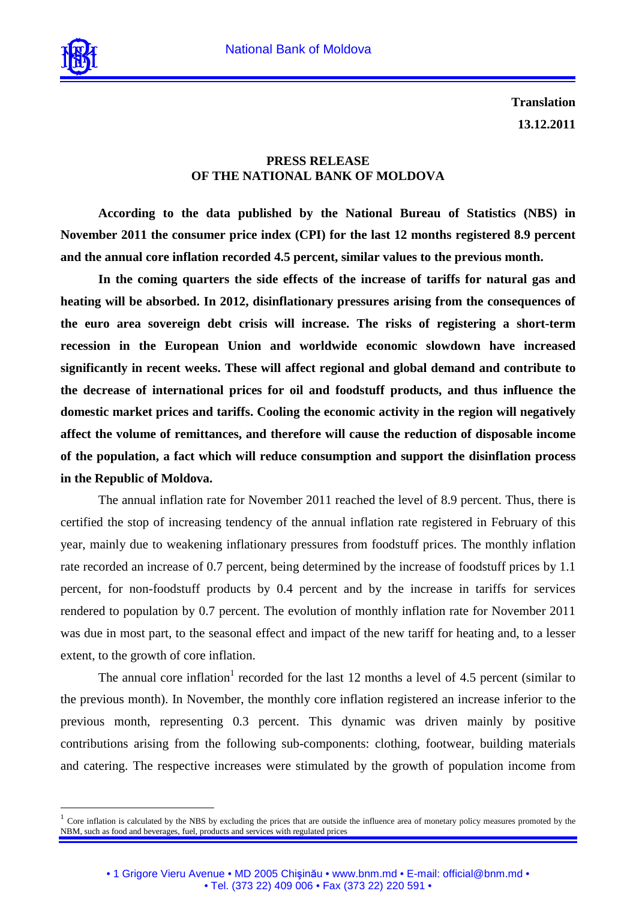**Translation**
**13.12.2011**

# PRESS RELEASE OF THE NATIONAL BANK OF MOLDOVA

**According to the data published by the National Bureau of Statistics (NBS) in November 2011 the consumer price index (CPI) for the last 12 months registered 8.9 percent and the annual core inflation recorded 4.5 percent, similar values to the previous month.**

**In the coming quarters the side effects of the increase of tariffs for natural gas and heating will be absorbed. In 2012, disinflationary pressures arising from the consequences of the euro area sovereign debt crisis will increase. The risks of registering a short-term recession in the European Union and worldwide economic slowdown have increased significantly in recent weeks. These will affect regional and global demand and contribute to the decrease of international prices for oil and foodstuff products, and thus influence the domestic market prices and tariffs. Cooling the economic activity in the region will negatively affect the volume of remittances, and therefore will cause the reduction of disposable income of the population, a fact which will reduce consumption and support the disinflation process in the Republic of Moldova.**

The annual inflation rate for November 2011 reached the level of 8.9 percent. Thus, there is certified the stop of increasing tendency of the annual inflation rate registered in February of this year, mainly due to weakening inflationary pressures from foodstuff prices. The monthly inflation rate recorded an increase of 0.7 percent, being determined by the increase of foodstuff prices by 1.1 percent, for non-foodstuff products by 0.4 percent and by the increase in tariffs for services rendered to population by 0.7 percent. The evolution of monthly inflation rate for November 2011 was due in most part, to the seasonal effect and impact of the new tariff for heating and, to a lesser extent, to the growth of core inflation.

The annual core inflation[1] recorded for the last 12 months a level of 4.5 percent (similar to the previous month). In November, the monthly core inflation registered an increase inferior to the previous month, representing 0.3 percent. This dynamic was driven mainly by positive contributions arising from the following sub-components: clothing, footwear, building materials and catering. The respective increases were stimulated by the growth of population income from

[1] Core inflation is calculated by the NBS by excluding the prices that are outside the influence area of monetary policy measures promoted by the NBM, such as food and beverages, fuel, products and services with regulated prices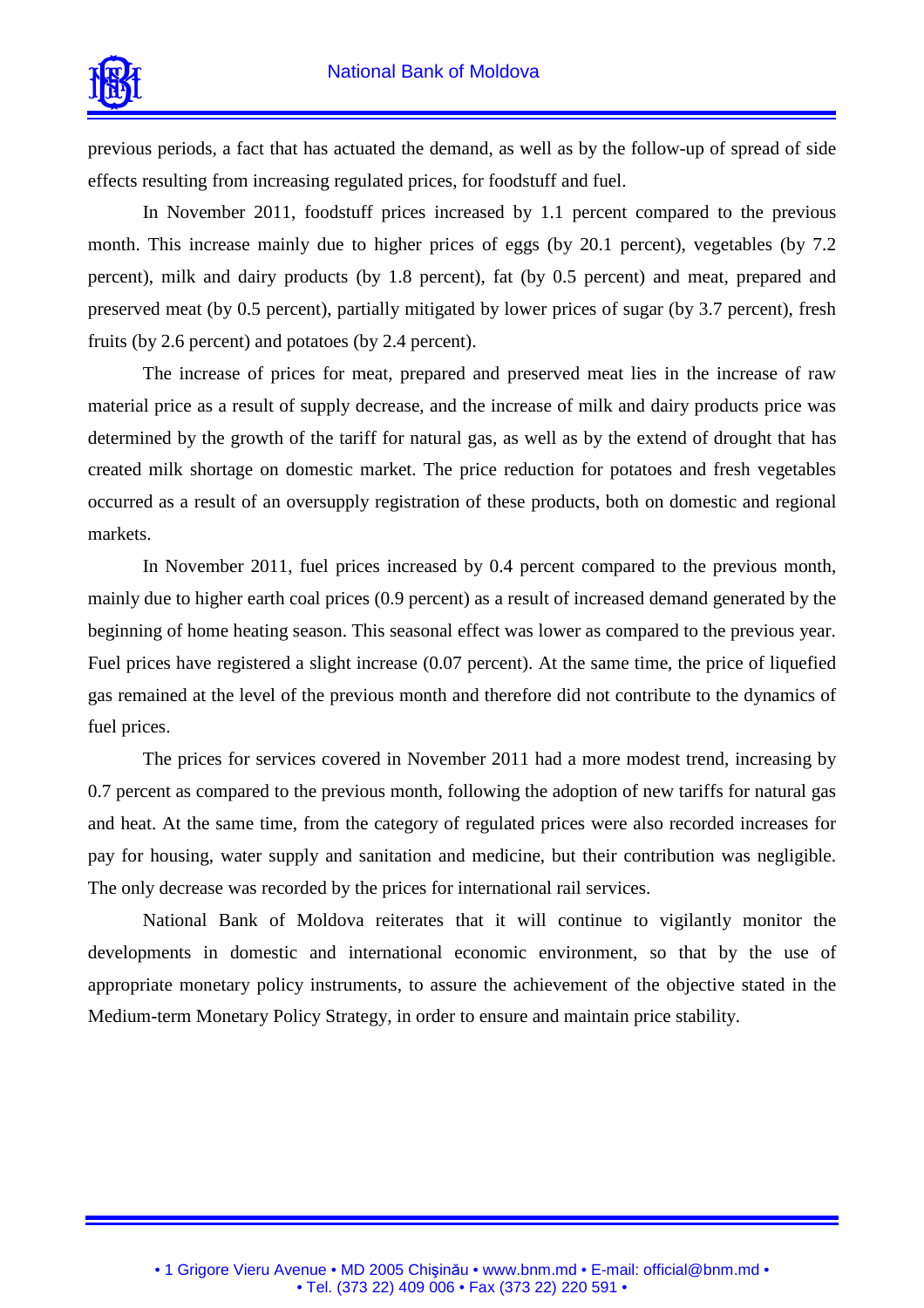previous periods, a fact that has actuated the demand, as well as by the follow-up of spread of side effects resulting from increasing regulated prices, for foodstuff and fuel.

In November 2011, foodstuff prices increased by 1.1 percent compared to the previous month. This increase mainly due to higher prices of eggs (by 20.1 percent), vegetables (by 7.2 percent), milk and dairy products (by 1.8 percent), fat (by 0.5 percent) and meat, prepared and preserved meat (by 0.5 percent), partially mitigated by lower prices of sugar (by 3.7 percent), fresh fruits (by 2.6 percent) and potatoes (by 2.4 percent).

The increase of prices for meat, prepared and preserved meat lies in the increase of raw material price as a result of supply decrease, and the increase of milk and dairy products price was determined by the growth of the tariff for natural gas, as well as by the extend of drought that has created milk shortage on domestic market. The price reduction for potatoes and fresh vegetables occurred as a result of an oversupply registration of these products, both on domestic and regional markets.

In November 2011, fuel prices increased by 0.4 percent compared to the previous month, mainly due to higher earth coal prices (0.9 percent) as a result of increased demand generated by the beginning of home heating season. This seasonal effect was lower as compared to the previous year. Fuel prices have registered a slight increase (0.07 percent). At the same time, the price of liquefied gas remained at the level of the previous month and therefore did not contribute to the dynamics of fuel prices.

The prices for services covered in November 2011 had a more modest trend, increasing by 0.7 percent as compared to the previous month, following the adoption of new tariffs for natural gas and heat. At the same time, from the category of regulated prices were also recorded increases for pay for housing, water supply and sanitation and medicine, but their contribution was negligible. The only decrease was recorded by the prices for international rail services.

National Bank of Moldova reiterates that it will continue to vigilantly monitor the developments in domestic and international economic environment, so that by the use of appropriate monetary policy instruments, to assure the achievement of the objective stated in the Medium-term Monetary Policy Strategy, in order to ensure and maintain price stability.